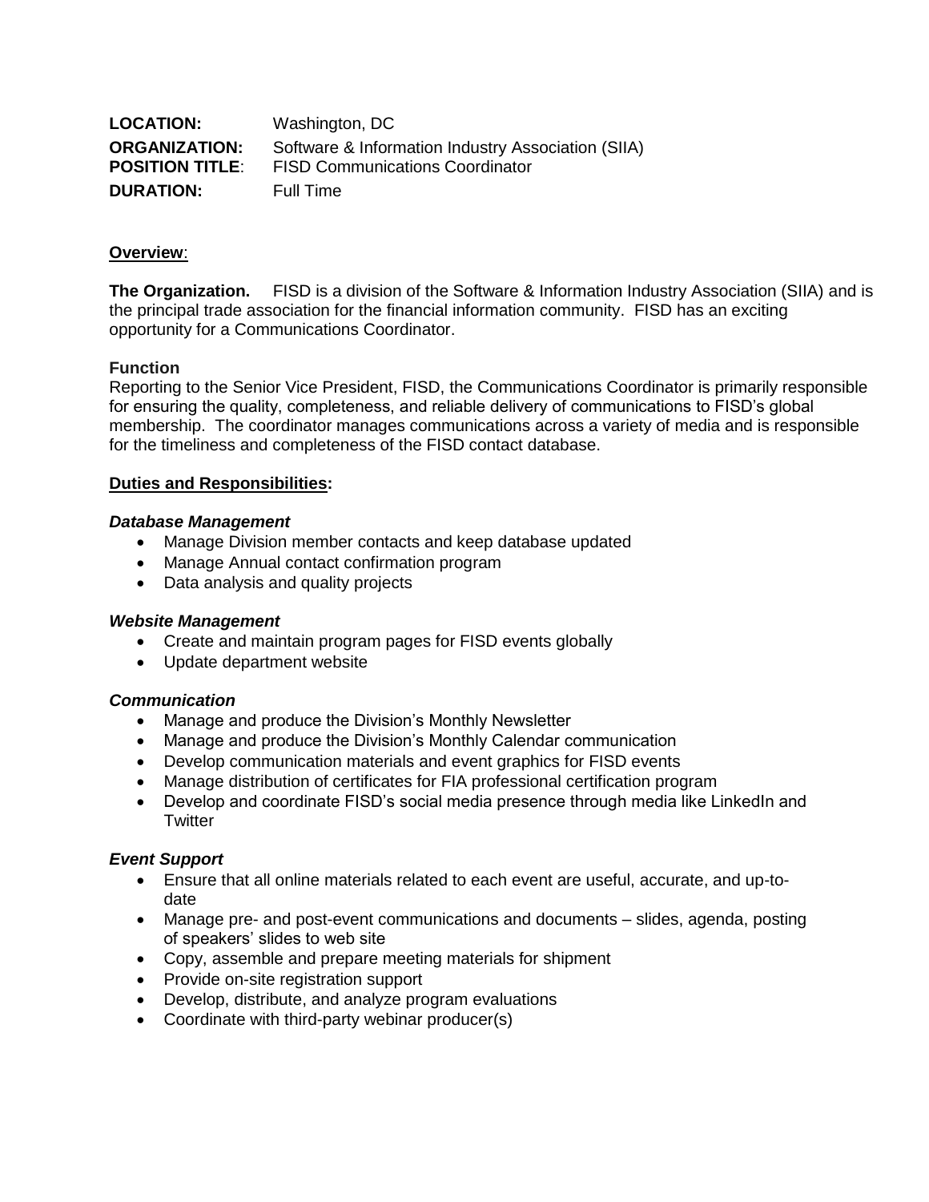**LOCATION:** Washington, DC

**ORGANIZATION:** Software & Information Industry Association (SIIA)

**POSITION TITLE**: FISD Communications Coordinator

**DURATION:** Full Time

## Overview:

**The Organization.** FISD is a division of the Software & Information Industry Association (SIIA) and is the principal trade association for the financial information community. FISD has an exciting opportunity for a Communications Coordinator.

**Function**

Reporting to the Senior Vice President, FISD, the Communications Coordinator is primarily responsible for ensuring the quality, completeness, and reliable delivery of communications to FISD's global membership. The coordinator manages communications across a variety of media and is responsible for the timeliness and completeness of the FISD contact database.

## Duties and Responsibilities:

***Database Management***

- Manage Division member contacts and keep database updated
- Manage Annual contact confirmation program
- Data analysis and quality projects

***Website Management***

- Create and maintain program pages for FISD events globally
- Update department website

***Communication***

- Manage and produce the Division's Monthly Newsletter
- Manage and produce the Division's Monthly Calendar communication
- Develop communication materials and event graphics for FISD events
- Manage distribution of certificates for FIA professional certification program
- Develop and coordinate FISD's social media presence through media like LinkedIn and Twitter

***Event Support***

- Ensure that all online materials related to each event are useful, accurate, and up-to-date
- Manage pre- and post-event communications and documents – slides, agenda, posting of speakers' slides to web site
- Copy, assemble and prepare meeting materials for shipment
- Provide on-site registration support
- Develop, distribute, and analyze program evaluations
- Coordinate with third-party webinar producer(s)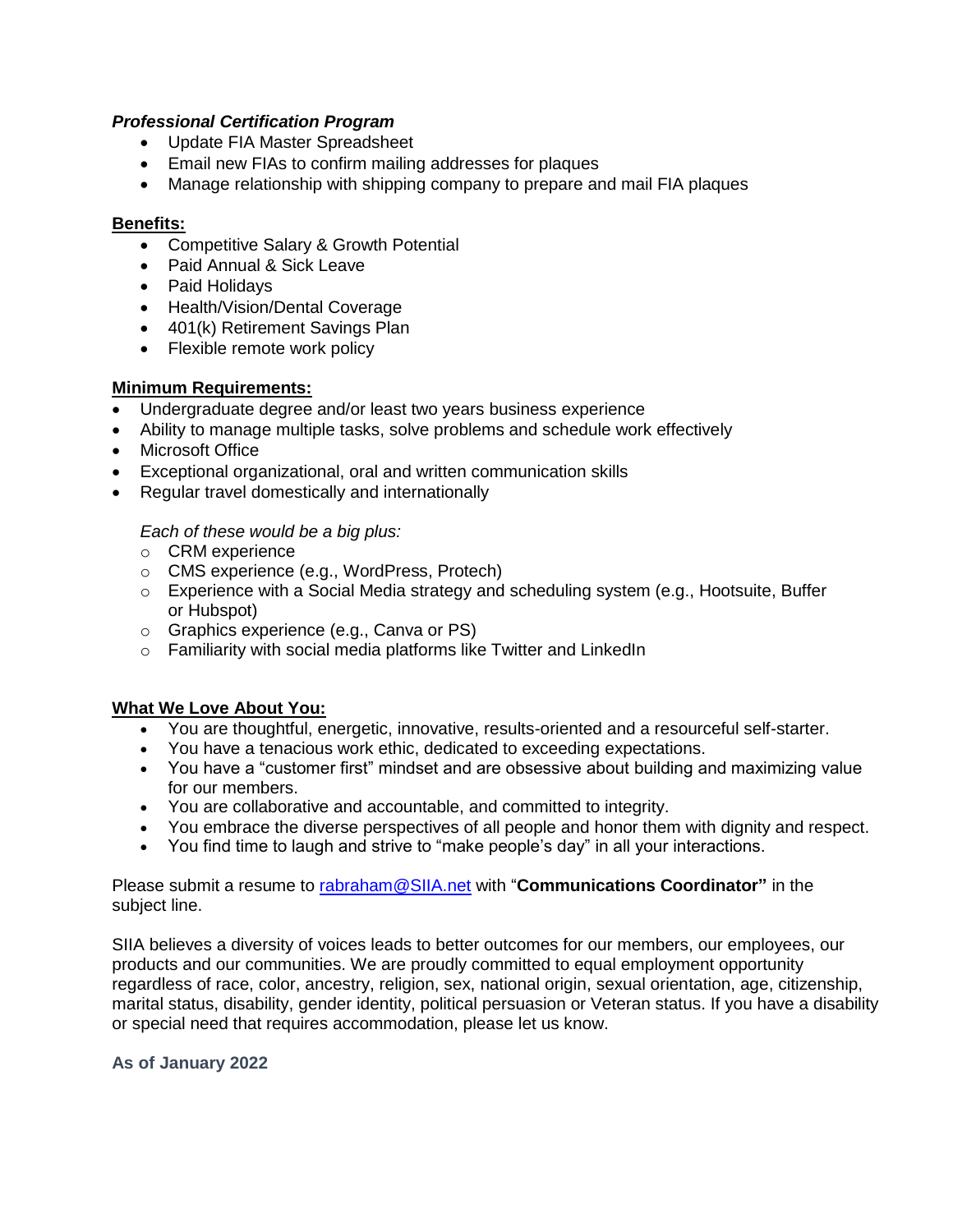***Professional Certification Program***

- Update FIA Master Spreadsheet
- Email new FIAs to confirm mailing addresses for plaques
- Manage relationship with shipping company to prepare and mail FIA plaques

**Benefits:**

- Competitive Salary & Growth Potential
- Paid Annual & Sick Leave
- Paid Holidays
- Health/Vision/Dental Coverage
- 401(k) Retirement Savings Plan
- Flexible remote work policy

**Minimum Requirements:**

- Undergraduate degree and/or least two years business experience
- Ability to manage multiple tasks, solve problems and schedule work effectively
- Microsoft Office
- Exceptional organizational, oral and written communication skills
- Regular travel domestically and internationally

*Each of these would be a big plus:*

- CRM experience
- CMS experience (e.g., WordPress, Protech)
- Experience with a Social Media strategy and scheduling system (e.g., Hootsuite, Buffer or Hubspot)
- Graphics experience (e.g., Canva or PS)
- Familiarity with social media platforms like Twitter and LinkedIn

**What We Love About You:**

- You are thoughtful, energetic, innovative, results-oriented and a resourceful self-starter.
- You have a tenacious work ethic, dedicated to exceeding expectations.
- You have a "customer first" mindset and are obsessive about building and maximizing value for our members.
- You are collaborative and accountable, and committed to integrity.
- You embrace the diverse perspectives of all people and honor them with dignity and respect.
- You find time to laugh and strive to "make people's day" in all your interactions.

Please submit a resume to rabraham@SIIA.net with "**Communications Coordinator"** in the subject line.

SIIA believes a diversity of voices leads to better outcomes for our members, our employees, our products and our communities. We are proudly committed to equal employment opportunity regardless of race, color, ancestry, religion, sex, national origin, sexual orientation, age, citizenship, marital status, disability, gender identity, political persuasion or Veteran status. If you have a disability or special need that requires accommodation, please let us know.

**As of January 2022**